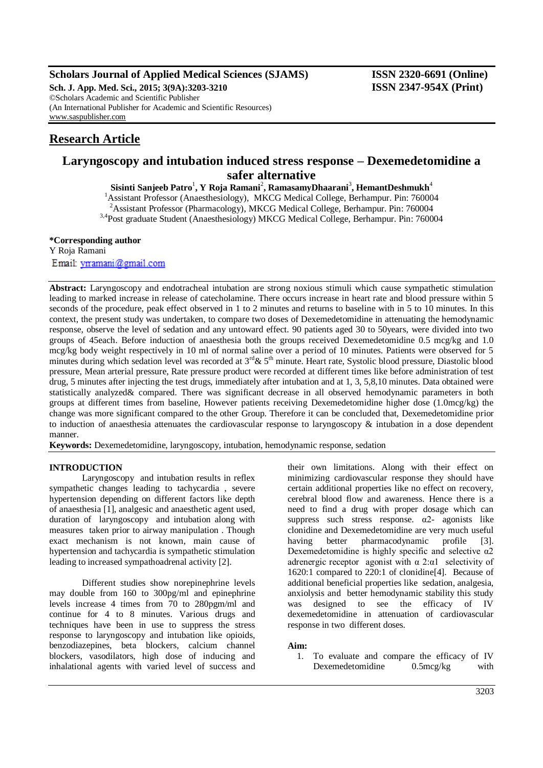**Scholars Journal of Applied Medical Sciences (SJAMS)**
**Sch. J. App. Med. Sci., 2015; 3(9A):3203-3210**
©Scholars Academic and Scientific Publisher
(An International Publisher for Academic and Scientific Resources)
www.saspublisher.com

**ISSN 2320-6691 (Online)**
**ISSN 2347-954X (Print)**

## Research Article

# Laryngoscopy and intubation induced stress response – Dexemedetomidine a safer alternative

**Sisinti Sanjeeb Patro[1], Y Roja Ramani[2], RamasamyDhaarani[3], HemantDeshmukh[4]**

[1]Assistant Professor (Anaesthesiology), MKCG Medical College, Berhampur. Pin: 760004
[2]Assistant Professor (Pharmacology), MKCG Medical College, Berhampur. Pin: 760004
[3,4]Post graduate Student (Anaesthesiology) MKCG Medical College, Berhampur. Pin: 760004

**\*Corresponding author**
Y Roja Ramani
Email: yrramani@gmail.com

**Abstract:** Laryngoscopy and endotracheal intubation are strong noxious stimuli which cause sympathetic stimulation leading to marked increase in release of catecholamine. There occurs increase in heart rate and blood pressure within 5 seconds of the procedure, peak effect observed in 1 to 2 minutes and returns to baseline with in 5 to 10 minutes. In this context, the present study was undertaken, to compare two doses of Dexemedetomidine in attenuating the hemodynamic response, observe the level of sedation and any untoward effect. 90 patients aged 30 to 50years, were divided into two groups of 45each. Before induction of anaesthesia both the groups received Dexemedetomidine 0.5 mcg/kg and 1.0 mcg/kg body weight respectively in 10 ml of normal saline over a period of 10 minutes. Patients were observed for 5 minutes during which sedation level was recorded at 3rd& 5th minute. Heart rate, Systolic blood pressure, Diastolic blood pressure, Mean arterial pressure, Rate pressure product were recorded at different times like before administration of test drug, 5 minutes after injecting the test drugs, immediately after intubation and at 1, 3, 5,8,10 minutes. Data obtained were statistically analyzed& compared. There was significant decrease in all observed hemodynamic parameters in both groups at different times from baseline, However patients receiving Dexemedetomidine higher dose (1.0mcg/kg) the change was more significant compared to the other Group. Therefore it can be concluded that, Dexemedetomidine prior to induction of anaesthesia attenuates the cardiovascular response to laryngoscopy & intubation in a dose dependent manner.

**Keywords:** Dexemedetomidine, laryngoscopy, intubation, hemodynamic response, sedation

## INTRODUCTION

Laryngoscopy and intubation results in reflex sympathetic changes leading to tachycardia , severe hypertension depending on different factors like depth of anaesthesia [1], analgesic and anaesthetic agent used, duration of laryngoscopy and intubation along with measures taken prior to airway manipulation . Though exact mechanism is not known, main cause of hypertension and tachycardia is sympathetic stimulation leading to increased sympathoadrenal activity [2].

Different studies show norepinephrine levels may double from 160 to 300pg/ml and epinephrine levels increase 4 times from 70 to 280pgm/ml and continue for 4 to 8 minutes. Various drugs and techniques have been in use to suppress the stress response to laryngoscopy and intubation like opioids, benzodiazepines, beta blockers, calcium channel blockers, vasodilators, high dose of inducing and inhalational agents with varied level of success and their own limitations. Along with their effect on minimizing cardiovascular response they should have certain additional properties like no effect on recovery, cerebral blood flow and awareness. Hence there is a need to find a drug with proper dosage which can suppress such stress response. α2- agonists like clonidine and Dexemedetomidine are very much useful having better pharmacodynamic profile [3]. Dexemedetomidine is highly specific and selective α2 adrenergic receptor agonist with α 2:α1 selectivity of 1620:1 compared to 220:1 of clonidine[4]. Because of additional beneficial properties like sedation, analgesia, anxiolysis and better hemodynamic stability this study was designed to see the efficacy of IV dexemedetomidine in attenuation of cardiovascular response in two different doses.

**Aim:**

1. To evaluate and compare the efficacy of IV Dexemedetomidine 0.5mcg/kg with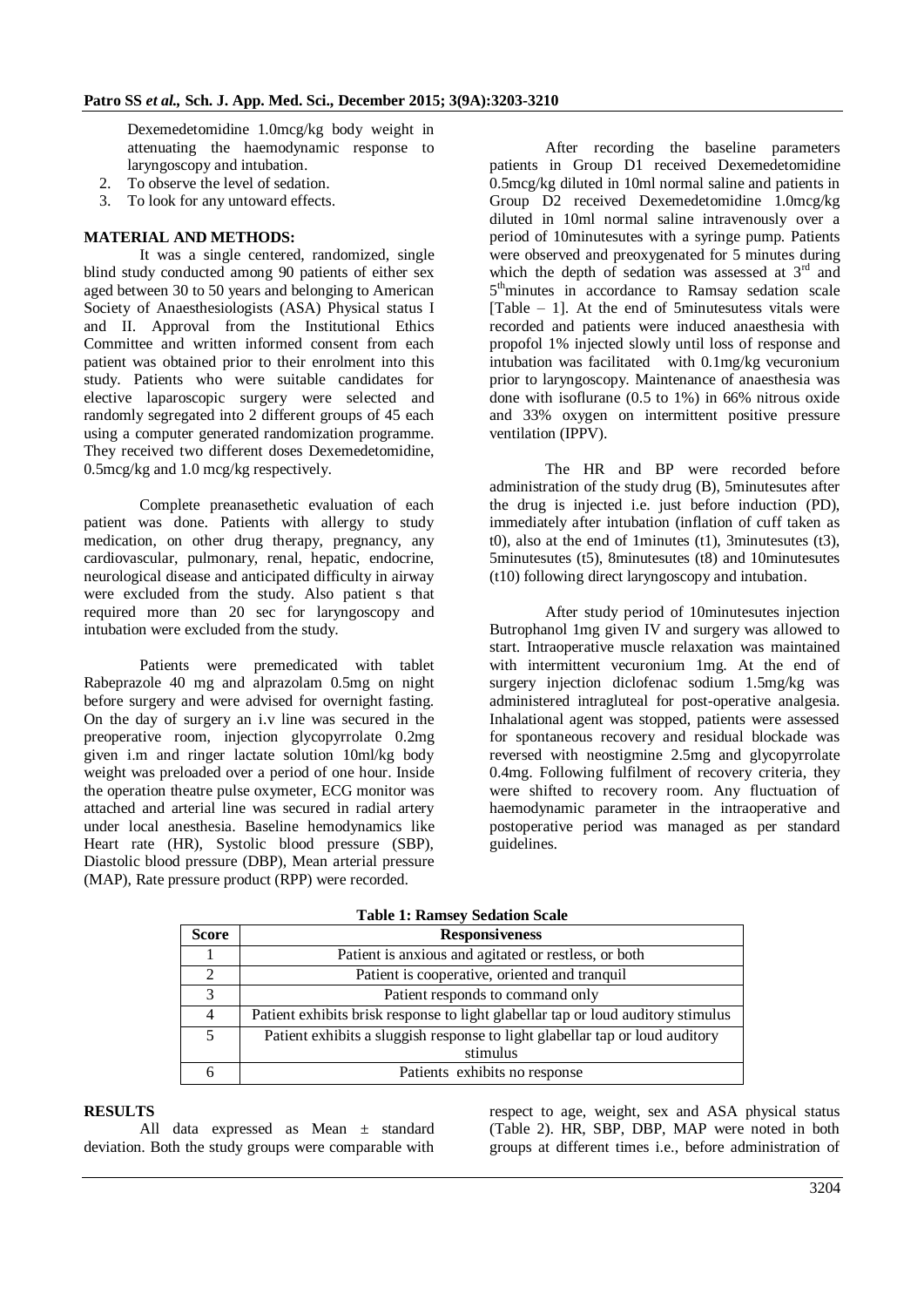Dexemedetomidine 1.0mcg/kg body weight in attenuating the haemodynamic response to laryngoscopy and intubation.

2. To observe the level of sedation.
3. To look for any untoward effects.

## MATERIAL AND METHODS:

It was a single centered, randomized, single blind study conducted among 90 patients of either sex aged between 30 to 50 years and belonging to American Society of Anaesthesiologists (ASA) Physical status I and II. Approval from the Institutional Ethics Committee and written informed consent from each patient was obtained prior to their enrolment into this study. Patients who were suitable candidates for elective laparoscopic surgery were selected and randomly segregated into 2 different groups of 45 each using a computer generated randomization programme. They received two different doses Dexemedetomidine, 0.5mcg/kg and 1.0 mcg/kg respectively.

Complete preanasethetic evaluation of each patient was done. Patients with allergy to study medication, on other drug therapy, pregnancy, any cardiovascular, pulmonary, renal, hepatic, endocrine, neurological disease and anticipated difficulty in airway were excluded from the study. Also patient s that required more than 20 sec for laryngoscopy and intubation were excluded from the study.

Patients were premedicated with tablet Rabeprazole 40 mg and alprazolam 0.5mg on night before surgery and were advised for overnight fasting. On the day of surgery an i.v line was secured in the preoperative room, injection glycopyrrolate 0.2mg given i.m and ringer lactate solution 10ml/kg body weight was preloaded over a period of one hour. Inside the operation theatre pulse oxymeter, ECG monitor was attached and arterial line was secured in radial artery under local anesthesia. Baseline hemodynamics like Heart rate (HR), Systolic blood pressure (SBP), Diastolic blood pressure (DBP), Mean arterial pressure (MAP), Rate pressure product (RPP) were recorded.

After recording the baseline parameters patients in Group D1 received Dexemedetomidine 0.5mcg/kg diluted in 10ml normal saline and patients in Group D2 received Dexemedetomidine 1.0mcg/kg diluted in 10ml normal saline intravenously over a period of 10minutesutes with a syringe pump. Patients were observed and preoxygenated for 5 minutes during which the depth of sedation was assessed at 3rd and 5thminutes in accordance to Ramsay sedation scale [Table – 1]. At the end of 5minutesutess vitals were recorded and patients were induced anaesthesia with propofol 1% injected slowly until loss of response and intubation was facilitated with 0.1mg/kg vecuronium prior to laryngoscopy. Maintenance of anaesthesia was done with isoflurane (0.5 to 1%) in 66% nitrous oxide and 33% oxygen on intermittent positive pressure ventilation (IPPV).

The HR and BP were recorded before administration of the study drug (B), 5minutesutes after the drug is injected i.e. just before induction (PD), immediately after intubation (inflation of cuff taken as t0), also at the end of 1minutes (t1), 3minutesutes (t3), 5minutesutes (t5), 8minutesutes (t8) and 10minutesutes (t10) following direct laryngoscopy and intubation.

After study period of 10minutesutes injection Butrophanol 1mg given IV and surgery was allowed to start. Intraoperative muscle relaxation was maintained with intermittent vecuronium 1mg. At the end of surgery injection diclofenac sodium 1.5mg/kg was administered intragluteal for post-operative analgesia. Inhalational agent was stopped, patients were assessed for spontaneous recovery and residual blockade was reversed with neostigmine 2.5mg and glycopyrrolate 0.4mg. Following fulfilment of recovery criteria, they were shifted to recovery room. Any fluctuation of haemodynamic parameter in the intraoperative and postoperative period was managed as per standard guidelines.

**Table 1: Ramsey Sedation Scale**

| Score | Responsiveness |
|---|---|
| 1 | Patient is anxious and agitated or restless, or both |
| 2 | Patient is cooperative, oriented and tranquil |
| 3 | Patient responds to command only |
| 4 | Patient exhibits brisk response to light glabellar tap or loud auditory stimulus |
| 5 | Patient exhibits a sluggish response to light glabellar tap or loud auditory stimulus |
| 6 | Patients exhibits no response |

## RESULTS

All data expressed as Mean ± standard deviation. Both the study groups were comparable with respect to age, weight, sex and ASA physical status (Table 2). HR, SBP, DBP, MAP were noted in both groups at different times i.e., before administration of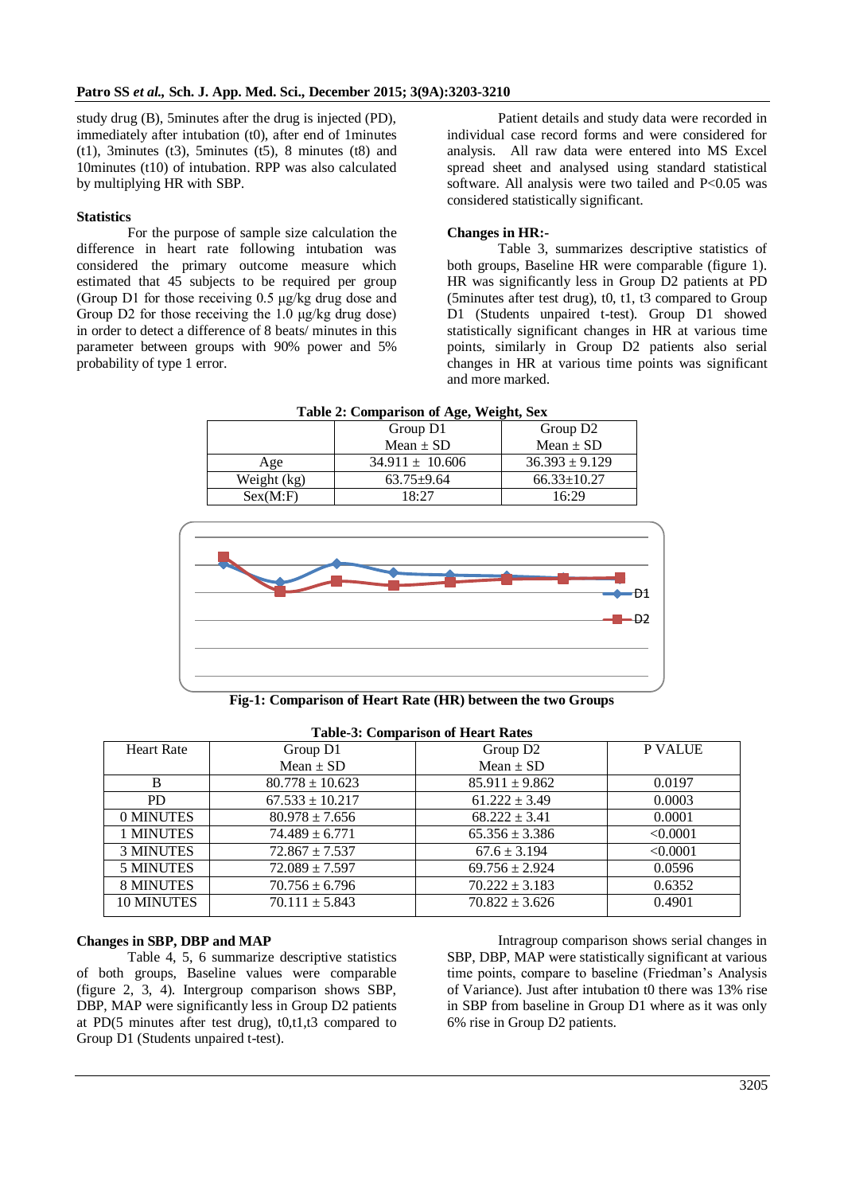study drug (B), 5minutes after the drug is injected (PD), immediately after intubation (t0), after end of 1minutes (t1), 3minutes (t3), 5minutes (t5), 8 minutes (t8) and 10minutes (t10) of intubation. RPP was also calculated by multiplying HR with SBP.

### Statistics

For the purpose of sample size calculation the difference in heart rate following intubation was considered the primary outcome measure which estimated that 45 subjects to be required per group (Group D1 for those receiving 0.5 μg/kg drug dose and Group D2 for those receiving the 1.0 μg/kg drug dose) in order to detect a difference of 8 beats/ minutes in this parameter between groups with 90% power and 5% probability of type 1 error.

Patient details and study data were recorded in individual case record forms and were considered for analysis. All raw data were entered into MS Excel spread sheet and analysed using standard statistical software. All analysis were two tailed and P<0.05 was considered statistically significant.

### Changes in HR:-

Table 3, summarizes descriptive statistics of both groups, Baseline HR were comparable (figure 1). HR was significantly less in Group D2 patients at PD (5minutes after test drug), t0, t1, t3 compared to Group D1 (Students unpaired t-test). Group D1 showed statistically significant changes in HR at various time points, similarly in Group D2 patients also serial changes in HR at various time points was significant and more marked.

**Table 2: Comparison of Age, Weight, Sex**

| | Group D1 Mean ± SD | Group D2 Mean ± SD |
|---|---|---|
| Age | 34.911 ± 10.606 | 36.393 ± 9.129 |
| Weight (kg) | 63.75±9.64 | 66.33±10.27 |
| Sex(M:F) | 18:27 | 16:29 |

**Fig-1: Comparison of Heart Rate (HR) between the two Groups**

**Table-3: Comparison of Heart Rates**

| Heart Rate | Group D1 Mean ± SD | Group D2 Mean ± SD | P VALUE |
|---|---|---|---|
| B | 80.778 ± 10.623 | 85.911 ± 9.862 | 0.0197 |
| PD | 67.533 ± 10.217 | 61.222 ± 3.49 | 0.0003 |
| 0 MINUTES | 80.978 ± 7.656 | 68.222 ± 3.41 | 0.0001 |
| 1 MINUTES | 74.489 ± 6.771 | 65.356 ± 3.386 | <0.0001 |
| 3 MINUTES | 72.867 ± 7.537 | 67.6 ± 3.194 | <0.0001 |
| 5 MINUTES | 72.089 ± 7.597 | 69.756 ± 2.924 | 0.0596 |
| 8 MINUTES | 70.756 ± 6.796 | 70.222 ± 3.183 | 0.6352 |
| 10 MINUTES | 70.111 ± 5.843 | 70.822 ± 3.626 | 0.4901 |

### Changes in SBP, DBP and MAP

Table 4, 5, 6 summarize descriptive statistics of both groups, Baseline values were comparable (figure 2, 3, 4). Intergroup comparison shows SBP, DBP, MAP were significantly less in Group D2 patients at PD(5 minutes after test drug), t0,t1,t3 compared to Group D1 (Students unpaired t-test).

Intragroup comparison shows serial changes in SBP, DBP, MAP were statistically significant at various time points, compare to baseline (Friedman's Analysis of Variance). Just after intubation t0 there was 13% rise in SBP from baseline in Group D1 where as it was only 6% rise in Group D2 patients.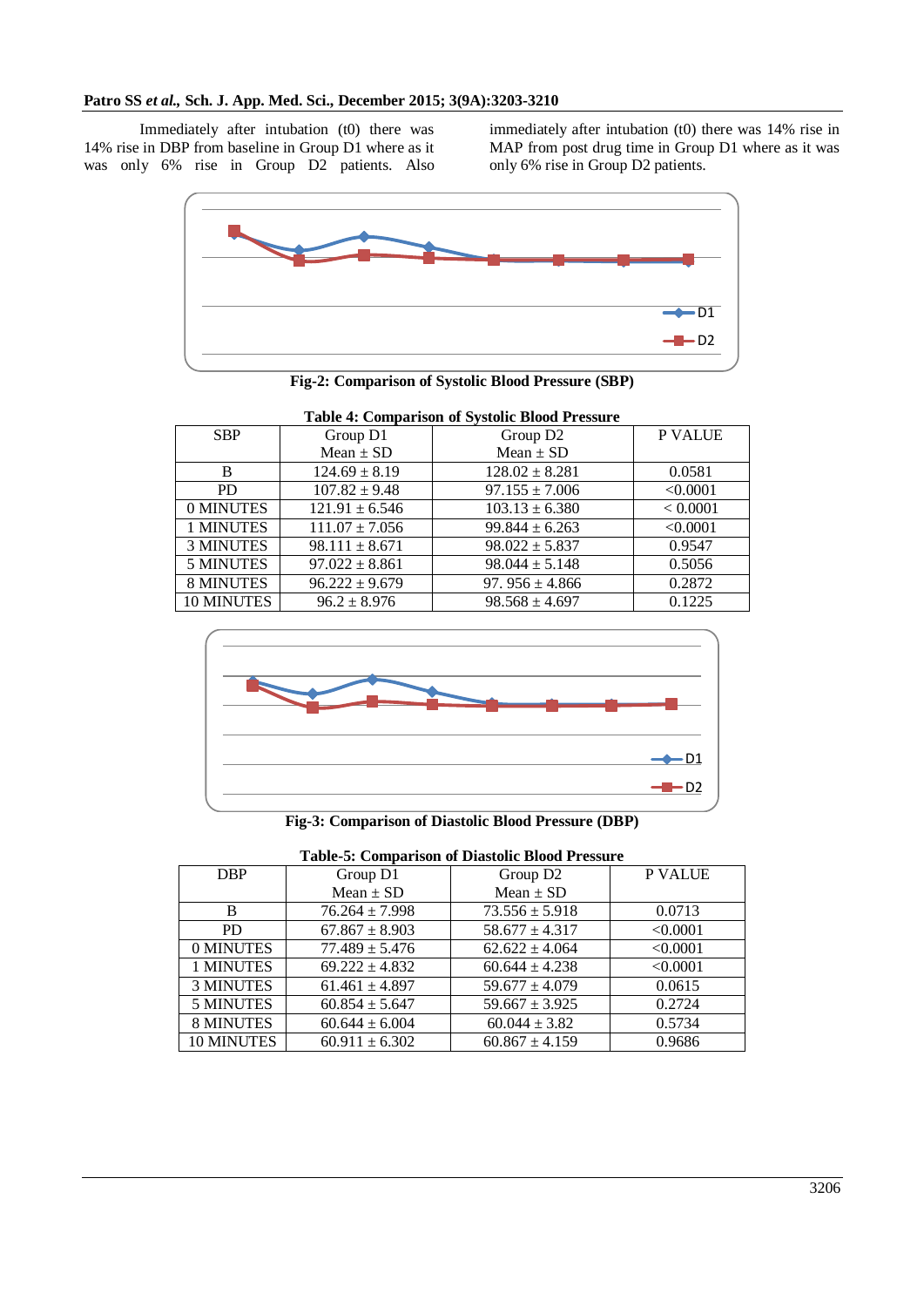Immediately after intubation (t0) there was 14% rise in DBP from baseline in Group D1 where as it was only 6% rise in Group D2 patients. Also immediately after intubation (t0) there was 14% rise in MAP from post drug time in Group D1 where as it was only 6% rise in Group D2 patients.

**Fig-2: Comparison of Systolic Blood Pressure (SBP)**

**Table 4: Comparison of Systolic Blood Pressure**

| SBP | Group D1 Mean ± SD | Group D2 Mean ± SD | P VALUE |
|---|---|---|---|
| B | 124.69 ± 8.19 | 128.02 ± 8.281 | 0.0581 |
| PD | 107.82 ± 9.48 | 97.155 ± 7.006 | <0.0001 |
| 0 MINUTES | 121.91 ± 6.546 | 103.13 ± 6.380 | < 0.0001 |
| 1 MINUTES | 111.07 ± 7.056 | 99.844 ± 6.263 | <0.0001 |
| 3 MINUTES | 98.111 ± 8.671 | 98.022 ± 5.837 | 0.9547 |
| 5 MINUTES | 97.022 ± 8.861 | 98.044 ± 5.148 | 0.5056 |
| 8 MINUTES | 96.222 ± 9.679 | 97. 956 ± 4.866 | 0.2872 |
| 10 MINUTES | 96.2 ± 8.976 | 98.568 ± 4.697 | 0.1225 |

**Fig-3: Comparison of Diastolic Blood Pressure (DBP)**

**Table-5: Comparison of Diastolic Blood Pressure**

| DBP | Group D1 Mean ± SD | Group D2 Mean ± SD | P VALUE |
|---|---|---|---|
| B | 76.264 ± 7.998 | 73.556 ± 5.918 | 0.0713 |
| PD | 67.867 ± 8.903 | 58.677 ± 4.317 | <0.0001 |
| 0 MINUTES | 77.489 ± 5.476 | 62.622 ± 4.064 | <0.0001 |
| 1 MINUTES | 69.222 ± 4.832 | 60.644 ± 4.238 | <0.0001 |
| 3 MINUTES | 61.461 ± 4.897 | 59.677 ± 4.079 | 0.0615 |
| 5 MINUTES | 60.854 ± 5.647 | 59.667 ± 3.925 | 0.2724 |
| 8 MINUTES | 60.644 ± 6.004 | 60.044 ± 3.82 | 0.5734 |
| 10 MINUTES | 60.911 ± 6.302 | 60.867 ± 4.159 | 0.9686 |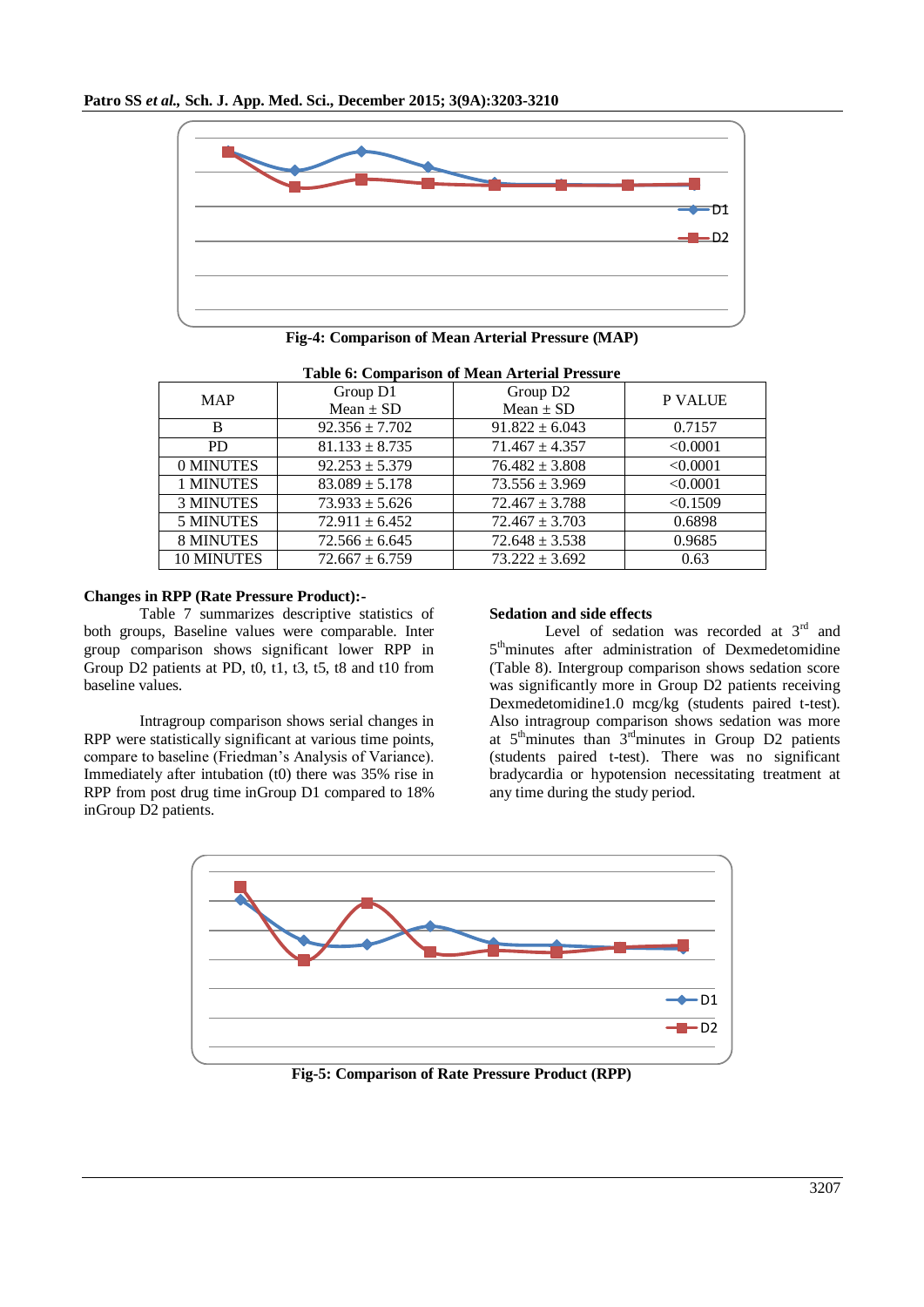Fig-4: Comparison of Mean Arterial Pressure (MAP)

**Table 6: Comparison of Mean Arterial Pressure**

| MAP | Group D1 Mean ± SD | Group D2 Mean ± SD | P VALUE |
|---|---|---|---|
| B | 92.356 ± 7.702 | 91.822 ± 6.043 | 0.7157 |
| PD | 81.133 ± 8.735 | 71.467 ± 4.357 | <0.0001 |
| 0 MINUTES | 92.253 ± 5.379 | 76.482 ± 3.808 | <0.0001 |
| 1 MINUTES | 83.089 ± 5.178 | 73.556 ± 3.969 | <0.0001 |
| 3 MINUTES | 73.933 ± 5.626 | 72.467 ± 3.788 | <0.1509 |
| 5 MINUTES | 72.911 ± 6.452 | 72.467 ± 3.703 | 0.6898 |
| 8 MINUTES | 72.566 ± 6.645 | 72.648 ± 3.538 | 0.9685 |
| 10 MINUTES | 72.667 ± 6.759 | 73.222 ± 3.692 | 0.63 |

**Changes in RPP (Rate Pressure Product):-**

Table 7 summarizes descriptive statistics of both groups, Baseline values were comparable. Inter group comparison shows significant lower RPP in Group D2 patients at PD, t0, t1, t3, t5, t8 and t10 from baseline values.

Intragroup comparison shows serial changes in RPP were statistically significant at various time points, compare to baseline (Friedman's Analysis of Variance). Immediately after intubation (t0) there was 35% rise in RPP from post drug time inGroup D1 compared to 18% inGroup D2 patients.

**Sedation and side effects**

Level of sedation was recorded at 3rd and 5thminutes after administration of Dexmedetomidine (Table 8). Intergroup comparison shows sedation score was significantly more in Group D2 patients receiving Dexmedetomidine1.0 mcg/kg (students paired t-test). Also intragroup comparison shows sedation was more at 5thminutes than 3rdminutes in Group D2 patients (students paired t-test). There was no significant bradycardia or hypotension necessitating treatment at any time during the study period.

Fig-5: Comparison of Rate Pressure Product (RPP)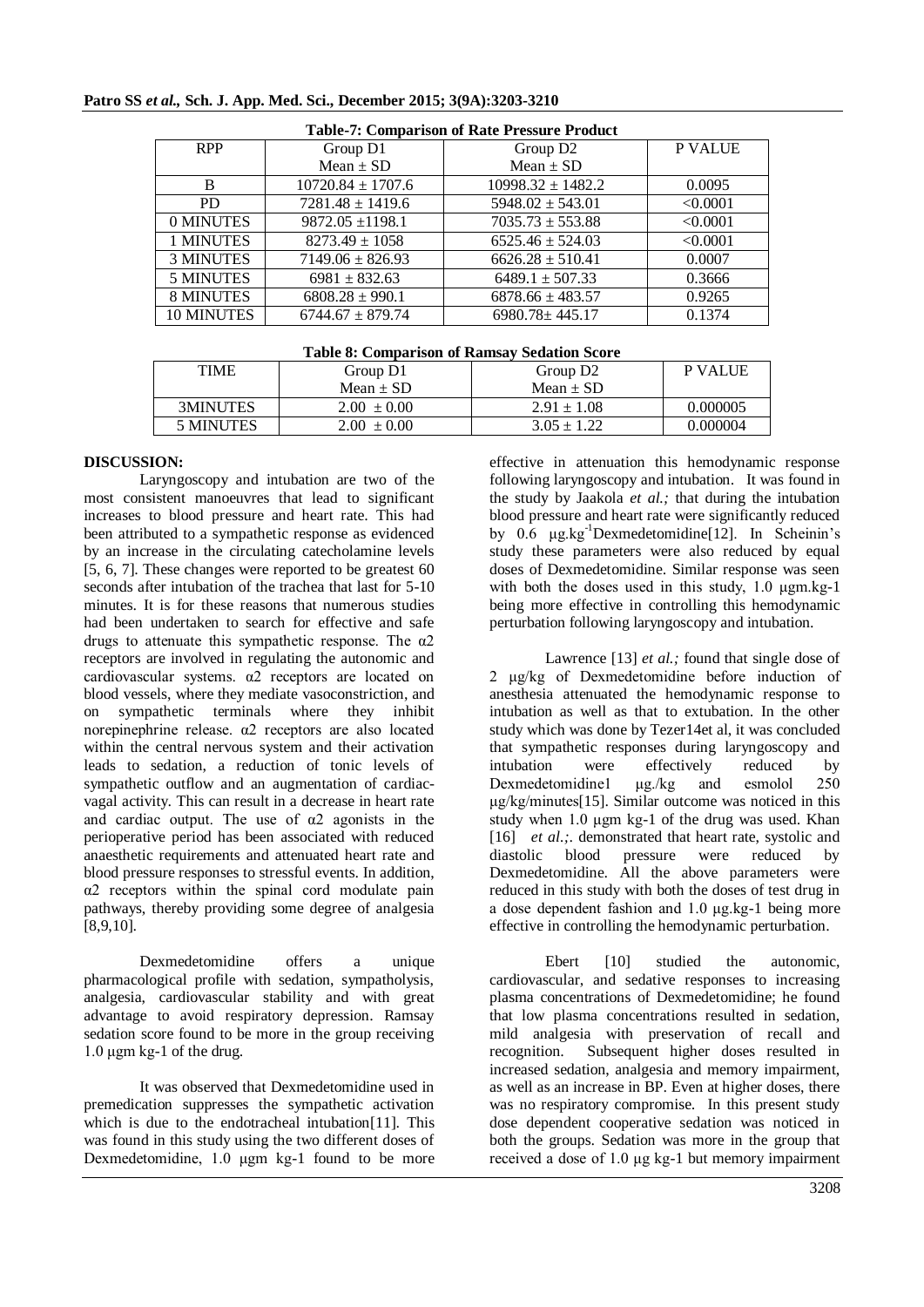**Table-7: Comparison of Rate Pressure Product**

| RPP | Group D1 Mean ± SD | Group D2 Mean ± SD | P VALUE |
|---|---|---|---|
| B | 10720.84 ± 1707.6 | 10998.32 ± 1482.2 | 0.0095 |
| PD | 7281.48 ± 1419.6 | 5948.02 ± 543.01 | <0.0001 |
| 0 MINUTES | 9872.05 ±1198.1 | 7035.73 ± 553.88 | <0.0001 |
| 1 MINUTES | 8273.49 ± 1058 | 6525.46 ± 524.03 | <0.0001 |
| 3 MINUTES | 7149.06 ± 826.93 | 6626.28 ± 510.41 | 0.0007 |
| 5 MINUTES | 6981 ± 832.63 | 6489.1 ± 507.33 | 0.3666 |
| 8 MINUTES | 6808.28 ± 990.1 | 6878.66 ± 483.57 | 0.9265 |
| 10 MINUTES | 6744.67 ± 879.74 | 6980.78± 445.17 | 0.1374 |

**Table 8: Comparison of Ramsay Sedation Score**

| TIME | Group D1 Mean ± SD | Group D2 Mean ± SD | P VALUE |
|---|---|---|---|
| 3MINUTES | 2.00 ± 0.00 | 2.91 ± 1.08 | 0.000005 |
| 5 MINUTES | 2.00 ± 0.00 | 3.05 ± 1.22 | 0.000004 |

## DISCUSSION:

Laryngoscopy and intubation are two of the most consistent manoeuvres that lead to significant increases to blood pressure and heart rate. This had been attributed to a sympathetic response as evidenced by an increase in the circulating catecholamine levels [5, 6, 7]. These changes were reported to be greatest 60 seconds after intubation of the trachea that last for 5-10 minutes. It is for these reasons that numerous studies had been undertaken to search for effective and safe drugs to attenuate this sympathetic response. The α2 receptors are involved in regulating the autonomic and cardiovascular systems. α2 receptors are located on blood vessels, where they mediate vasoconstriction, and on sympathetic terminals where they inhibit norepinephrine release. α2 receptors are also located within the central nervous system and their activation leads to sedation, a reduction of tonic levels of sympathetic outflow and an augmentation of cardiac-vagal activity. This can result in a decrease in heart rate and cardiac output. The use of α2 agonists in the perioperative period has been associated with reduced anaesthetic requirements and attenuated heart rate and blood pressure responses to stressful events. In addition, α2 receptors within the spinal cord modulate pain pathways, thereby providing some degree of analgesia [8,9,10].

Dexmedetomidine offers a unique pharmacological profile with sedation, sympatholysis, analgesia, cardiovascular stability and with great advantage to avoid respiratory depression. Ramsay sedation score found to be more in the group receiving 1.0 µgm kg-1 of the drug.

It was observed that Dexmedetomidine used in premedication suppresses the sympathetic activation which is due to the endotracheal intubation[11]. This was found in this study using the two different doses of Dexmedetomidine, 1.0 µgm kg-1 found to be more effective in attenuation this hemodynamic response following laryngoscopy and intubation. It was found in the study by Jaakola *et al.;* that during the intubation blood pressure and heart rate were significantly reduced by 0.6 $\mu g.kg^{-1}$Dexmedetomidine[12]. In Scheinin's study these parameters were also reduced by equal doses of Dexmedetomidine. Similar response was seen with both the doses used in this study, 1.0 µgm.kg-1 being more effective in controlling this hemodynamic perturbation following laryngoscopy and intubation.

Lawrence [13] *et al.;* found that single dose of 2 µg/kg of Dexmedetomidine before induction of anesthesia attenuated the hemodynamic response to intubation as well as that to extubation. In the other study which was done by Tezer14et al, it was concluded that sympathetic responses during laryngoscopy and intubation were effectively reduced by Dexmedetomidine1 µg./kg and esmolol 250 µg/kg/minutes[15]. Similar outcome was noticed in this study when 1.0 µgm kg-1 of the drug was used. Khan [16] *et al.;*. demonstrated that heart rate, systolic and diastolic blood pressure were reduced by Dexmedetomidine. All the above parameters were reduced in this study with both the doses of test drug in a dose dependent fashion and 1.0 µg.kg-1 being more effective in controlling the hemodynamic perturbation.

Ebert [10] studied the autonomic, cardiovascular, and sedative responses to increasing plasma concentrations of Dexmedetomidine; he found that low plasma concentrations resulted in sedation, mild analgesia with preservation of recall and recognition. Subsequent higher doses resulted in increased sedation, analgesia and memory impairment, as well as an increase in BP. Even at higher doses, there was no respiratory compromise. In this present study dose dependent cooperative sedation was noticed in both the groups. Sedation was more in the group that received a dose of 1.0 µg kg-1 but memory impairment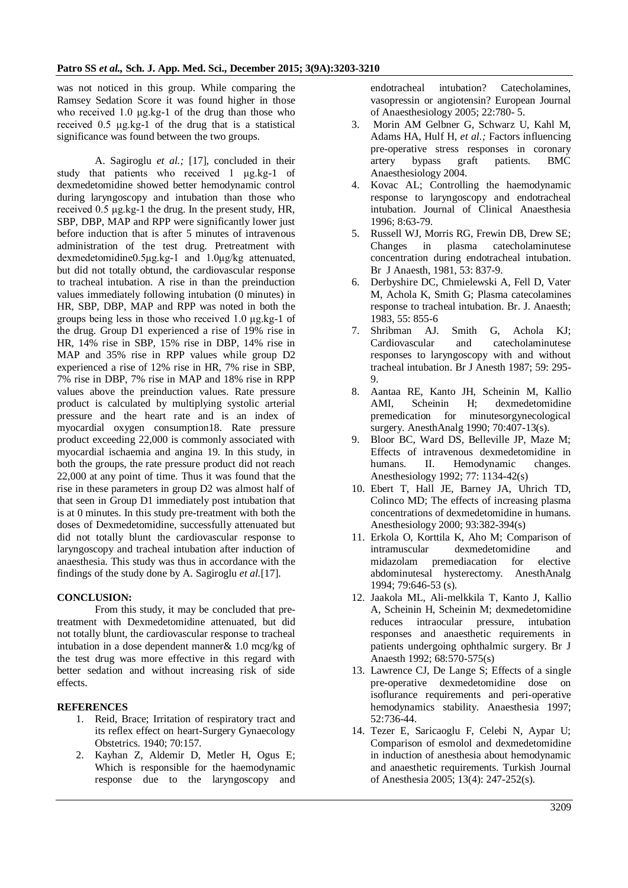was not noticed in this group. While comparing the Ramsey Sedation Score it was found higher in those who received 1.0 µg.kg-1 of the drug than those who received 0.5 µg.kg-1 of the drug that is a statistical significance was found between the two groups.

A. Sagiroglu *et al.;* [17], concluded in their study that patients who received 1 µg.kg-1 of dexmedetomidine showed better hemodynamic control during laryngoscopy and intubation than those who received 0.5 µg.kg-1 the drug. In the present study, HR, SBP, DBP, MAP and RPP were significantly lower just before induction that is after 5 minutes of intravenous administration of the test drug. Pretreatment with dexmedetomidine0.5µg.kg-1 and 1.0µg/kg attenuated, but did not totally obtund, the cardiovascular response to tracheal intubation. A rise in than the preinduction values immediately following intubation (0 minutes) in HR, SBP, DBP, MAP and RPP was noted in both the groups being less in those who received 1.0 µg.kg-1 of the drug. Group D1 experienced a rise of 19% rise in HR, 14% rise in SBP, 15% rise in DBP, 14% rise in MAP and 35% rise in RPP values while group D2 experienced a rise of 12% rise in HR, 7% rise in SBP, 7% rise in DBP, 7% rise in MAP and 18% rise in RPP values above the preinduction values. Rate pressure product is calculated by multiplying systolic arterial pressure and the heart rate and is an index of myocardial oxygen consumption18. Rate pressure product exceeding 22,000 is commonly associated with myocardial ischaemia and angina 19. In this study, in both the groups, the rate pressure product did not reach 22,000 at any point of time. Thus it was found that the rise in these parameters in group D2 was almost half of that seen in Group D1 immediately post intubation that is at 0 minutes. In this study pre-treatment with both the doses of Dexmedetomidine, successfully attenuated but did not totally blunt the cardiovascular response to laryngoscopy and tracheal intubation after induction of anaesthesia. This study was thus in accordance with the findings of the study done by A. Sagiroglu *et al.*[17].

**CONCLUSION:**

From this study, it may be concluded that pre-treatment with Dexmedetomidine attenuated, but did not totally blunt, the cardiovascular response to tracheal intubation in a dose dependent manner& 1.0 mcg/kg of the test drug was more effective in this regard with better sedation and without increasing risk of side effects.

**REFERENCES**

1. Reid, Brace; Irritation of respiratory tract and its reflex effect on heart-Surgery Gynaecology Obstetrics. 1940; 70:157.
2. Kayhan Z, Aldemir D, Metler H, Ogus E; Which is responsible for the haemodynamic response due to the laryngoscopy and endotracheal intubation? Catecholamines, vasopressin or angiotensin? European Journal of Anaesthesiology 2005; 22:780- 5.
3. Morin AM Gelbner G, Schwarz U, Kahl M, Adams HA, Hulf H, *et al.;* Factors influencing pre-operative stress responses in coronary artery bypass graft patients. BMC Anaesthesiology 2004.
4. Kovac AL; Controlling the haemodynamic response to laryngoscopy and endotracheal intubation. Journal of Clinical Anaesthesia 1996; 8:63-79.
5. Russell WJ, Morris RG, Frewin DB, Drew SE; Changes in plasma catecholaminutese concentration during endotracheal intubation. Br J Anaesth, 1981, 53: 837-9.
6. Derbyshire DC, Chmielewski A, Fell D, Vater M, Achola K, Smith G; Plasma catecolamines response to tracheal intubation. Br. J. Anaesth; 1983, 55: 855-6
7. Shribman AJ. Smith G, Achola KJ; Cardiovascular and catecholaminutese responses to laryngoscopy with and without tracheal intubation. Br J Anesth 1987; 59: 295-9.
8. Aantaa RE, Kanto JH, Scheinin M, Kallio AMI, Scheinin H; dexmedetomidine premedication for minutesorgynecological surgery. AnesthAnalg 1990; 70:407-13(s).
9. Bloor BC, Ward DS, Belleville JP, Maze M; Effects of intravenous dexmedetomidine in humans. II. Hemodynamic changes. Anesthesiology 1992; 77: 1134-42(s)
10. Ebert T, Hall JE, Barney JA, Uhrich TD, Colinco MD; The effects of increasing plasma concentrations of dexmedetomidine in humans. Anesthesiology 2000; 93:382-394(s)
11. Erkola O, Korttila K, Aho M; Comparison of intramuscular dexmedetomidine and midazolam premediacation for elective abdominutesal hysterectomy. AnesthAnalg 1994; 79:646-53 (s).
12. Jaakola ML, Ali-melkkila T, Kanto J, Kallio A, Scheinin H, Scheinin M; dexmedetomidine reduces intraocular pressure, intubation responses and anaesthetic requirements in patients undergoing ophthalmic surgery. Br J Anaesth 1992; 68:570-575(s)
13. Lawrence CJ, De Lange S; Effects of a single pre-operative dexmedetomidine dose on isoflurance requirements and peri-operative hemodynamics stability. Anaesthesia 1997; 52:736-44.
14. Tezer E, Saricaoglu F, Celebi N, Aypar U; Comparison of esmolol and dexmedetomidine in induction of anesthesia about hemodynamic and anaesthetic requirements. Turkish Journal of Anesthesia 2005; 13(4): 247-252(s).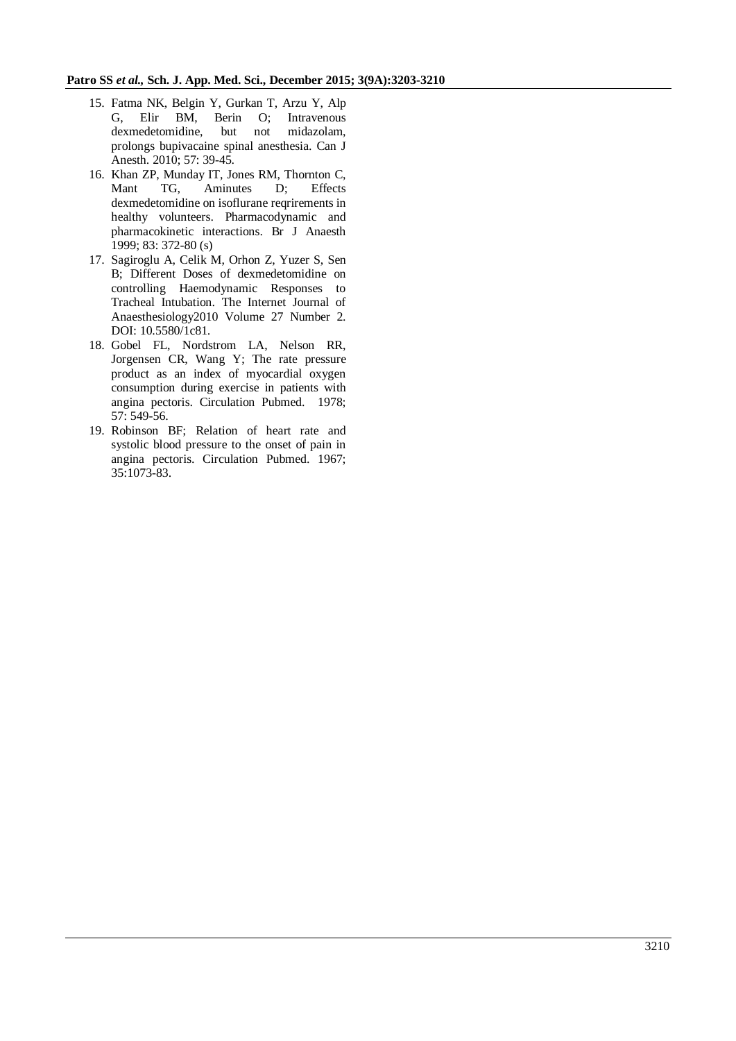15. Fatma NK, Belgin Y, Gurkan T, Arzu Y, Alp G, Elir BM, Berin O; Intravenous dexmedetomidine, but not midazolam, prolongs bupivacaine spinal anesthesia. Can J Anesth. 2010; 57: 39-45.
16. Khan ZP, Munday IT, Jones RM, Thornton C, Mant TG, Aminutes D; Effects dexmedetomidine on isoflurane reqrirements in healthy volunteers. Pharmacodynamic and pharmacokinetic interactions. Br J Anaesth 1999; 83: 372-80 (s)
17. Sagiroglu A, Celik M, Orhon Z, Yuzer S, Sen B; Different Doses of dexmedetomidine on controlling Haemodynamic Responses to Tracheal Intubation. The Internet Journal of Anaesthesiology2010 Volume 27 Number 2. DOI: 10.5580/1c81.
18. Gobel FL, Nordstrom LA, Nelson RR, Jorgensen CR, Wang Y; The rate pressure product as an index of myocardial oxygen consumption during exercise in patients with angina pectoris. Circulation Pubmed. 1978; 57: 549-56.
19. Robinson BF; Relation of heart rate and systolic blood pressure to the onset of pain in angina pectoris. Circulation Pubmed. 1967; 35:1073-83.